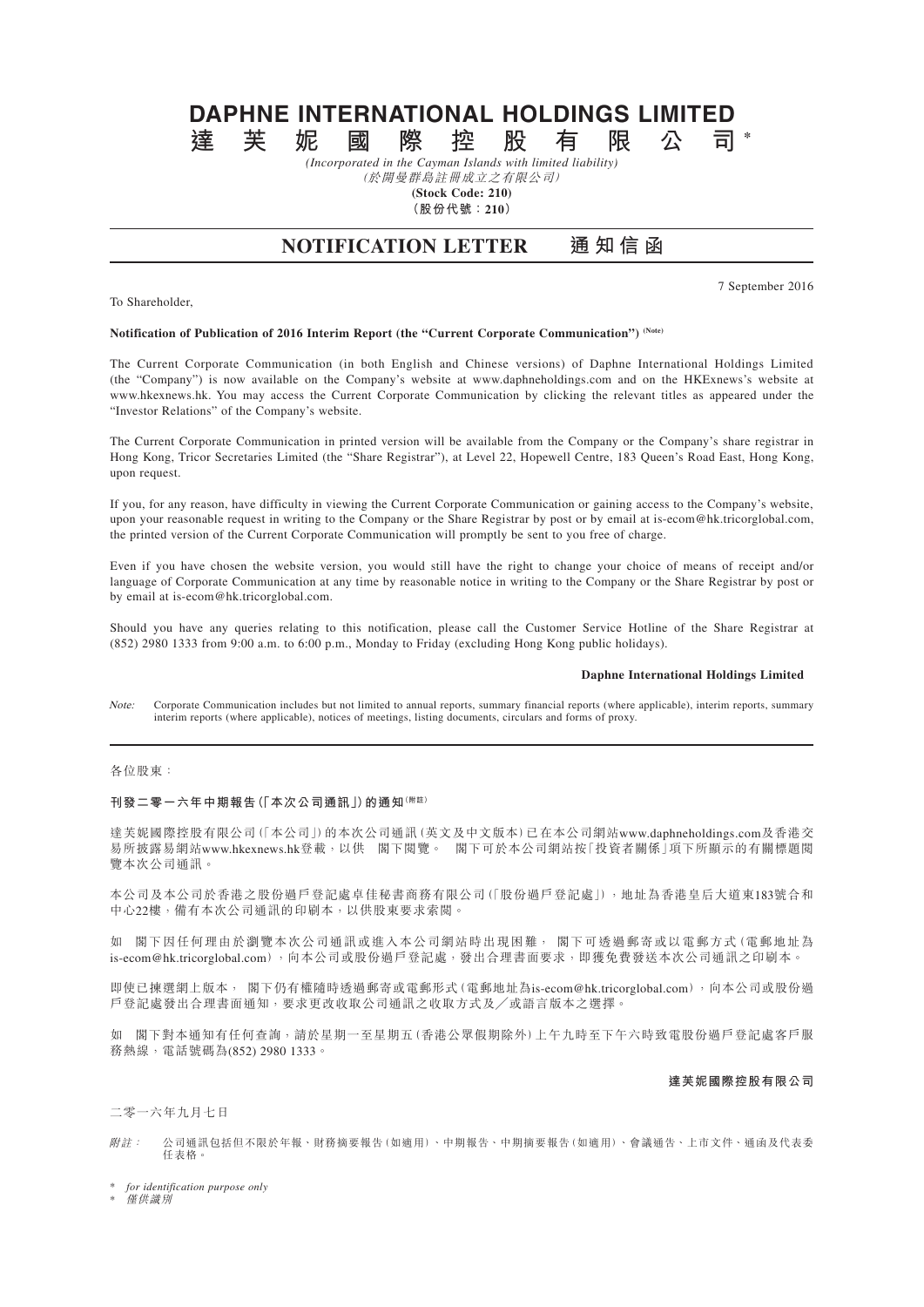# DAPHNE INTERNATIONAL HOLDINGS LIMITED
# 達芙妮國際控股有限公司*

*(Incorporated in the Cayman Islands with limited liability)*
*(於開曼群島註冊成立之有限公司)*
**(Stock Code: 210)**
**（股份代號：210）**

## NOTIFICATION LETTER 通知信函

7 September 2016

To Shareholder,

**Notification of Publication of 2016 Interim Report (the "Current Corporate Communication")** (Note)

The Current Corporate Communication (in both English and Chinese versions) of Daphne International Holdings Limited (the "Company") is now available on the Company's website at www.daphneholdings.com and on the HKExnews's website at www.hkexnews.hk. You may access the Current Corporate Communication by clicking the relevant titles as appeared under the "Investor Relations" of the Company's website.

The Current Corporate Communication in printed version will be available from the Company or the Company's share registrar in Hong Kong, Tricor Secretaries Limited (the "Share Registrar"), at Level 22, Hopewell Centre, 183 Queen's Road East, Hong Kong, upon request.

If you, for any reason, have difficulty in viewing the Current Corporate Communication or gaining access to the Company's website, upon your reasonable request in writing to the Company or the Share Registrar by post or by email at is-ecom@hk.tricorglobal.com, the printed version of the Current Corporate Communication will promptly be sent to you free of charge.

Even if you have chosen the website version, you would still have the right to change your choice of means of receipt and/or language of Corporate Communication at any time by reasonable notice in writing to the Company or the Share Registrar by post or by email at is-ecom@hk.tricorglobal.com.

Should you have any queries relating to this notification, please call the Customer Service Hotline of the Share Registrar at (852) 2980 1333 from 9:00 a.m. to 6:00 p.m., Monday to Friday (excluding Hong Kong public holidays).

**Daphne International Holdings Limited**

*Note:* Corporate Communication includes but not limited to annual reports, summary financial reports (where applicable), interim reports, summary interim reports (where applicable), notices of meetings, listing documents, circulars and forms of proxy.

---

各位股東：

**刊發二零一六年中期報告（「本次公司通訊」）的通知**(附註)

達芙妮國際控股有限公司（「本公司」）的本次公司通訊（英文及中文版本）已在本公司網站www.daphneholdings.com及香港交易所披露易網站www.hkexnews.hk登載，以供 閣下閱覽。 閣下可於本公司網站按「投資者關係」項下所顯示的有關標題閱覽本次公司通訊。

本公司及本公司於香港之股份過戶登記處卓佳秘書商務有限公司（「股份過戶登記處」），地址為香港皇后大道東183號合和中心22樓，備有本次公司通訊的印刷本，以供股東要求索閱。

如 閣下因任何理由於瀏覽本次公司通訊或進入本公司網站時出現困難， 閣下可透過郵寄或以電郵方式（電郵地址為is-ecom@hk.tricorglobal.com），向本公司或股份過戶登記處，發出合理書面要求，即獲免費發送本次公司通訊之印刷本。

即使已揀選網上版本， 閣下仍有權隨時透過郵寄或電郵形式（電郵地址為is-ecom@hk.tricorglobal.com），向本公司或股份過戶登記處發出合理書面通知，要求更改收取公司通訊之收取方式及／或語言版本之選擇。

如 閣下對本通知有任何查詢，請於星期一至星期五（香港公眾假期除外）上午九時至下午六時致電股份過戶登記處客戶服務熱線，電話號碼為(852) 2980 1333。

**達芙妮國際控股有限公司**

二零一六年九月七日

*附註：* 公司通訊包括但不限於年報、財務摘要報告（如適用）、中期報告、中期摘要報告（如適用）、會議通告、上市文件、通函及代表委任表格。

\* *for identification purpose only*
\* *僅供識別*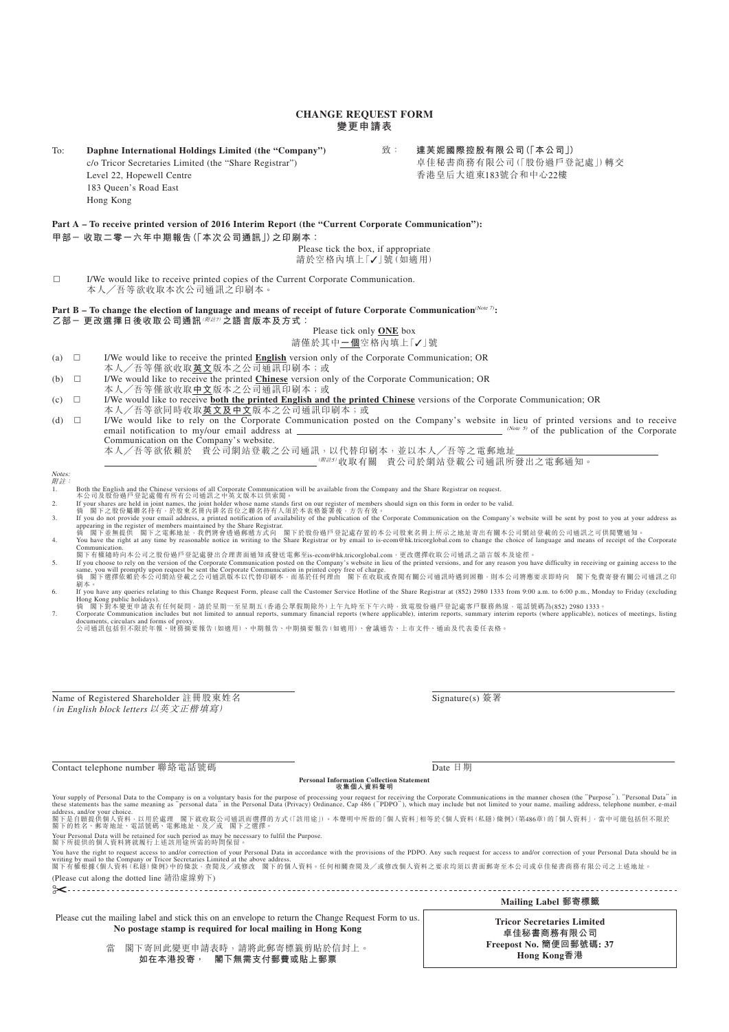# CHANGE REQUEST FORM
# 變更申請表

To: **Daphne International Holdings Limited (the "Company")**
c/o Tricor Secretaries Limited (the "Share Registrar")
Level 22, Hopewell Centre
183 Queen's Road East
Hong Kong

致： **達芙妮國際控股有限公司(「本公司」)**
卓佳秘書商務有限公司(「股份過戶登記處」)轉交
香港皇后大道東183號合和中心22樓

**Part A – To receive printed version of 2016 Interim Report (the "Current Corporate Communication"):**
**甲部－ 收取二零一六年中期報告(「本次公司通訊」)之印刷本：**

Please tick the box, if appropriate
請於空格內填上「✓」號(如適用)

☐ I/We would like to receive printed copies of the Current Corporate Communication.
本人／吾等欲收取本次公司通訊之印刷本。

**Part B – To change the election of language and means of receipt of future Corporate Communication**(Note 7)**:**
**乙部－ 更改選擇日後收取公司通訊**(附註7)**之語言版本及方式：**

Please tick only **ONE** box
請僅於其中**一個**空格內填上「✓」號

(a) ☐ I/We would like to receive the printed **English** version only of the Corporate Communication; OR
本人／吾等僅欲收取**英文**版本之公司通訊印刷本；或

(b) ☐ I/We would like to receive the printed **Chinese** version only of the Corporate Communication; OR
本人／吾等僅欲收取**中文**版本之公司通訊印刷本；或

(c) ☐ I/We would like to receive **both the printed English and the printed Chinese** versions of the Corporate Communication; OR
本人／吾等欲同時收取**英文及中文**版本之公司通訊印刷本；或

(d) ☐ I/We would like to rely on the Corporate Communication posted on the Company's website in lieu of printed versions and to receive email notification to my/our email address at ____________________ (Note 5) of the publication of the Corporate Communication on the Company's website.
本人／吾等欲依賴於 貴公司網站登載之公司通訊，以代替印刷本，並以本人／吾等之電郵地址____________________(附註5)收取有關 貴公司於網站登載公司通訊所發出之電郵通知。

*Notes:*
*附註：*

1. Both the English and the Chinese versions of all Corporate Communication will be available from the Company and the Share Registrar on request.
本公司及股份過戶登記處備有所有公司通訊之中英文版本以供索閱。
2. If your shares are held in joint names, the joint holder whose name stands first on our register of members should sign on this form in order to be valid.
倘 閣下之股份屬聯名持有，於股東名冊內排名首位之聯名持有人須於本表格簽署後，方告有效。
3. If you do not provide your email address, a printed notification of availability of the publication of the Corporate Communication on the Company's website will be sent by post to you at your address as appearing in the register of members maintained by the Share Registrar.
倘 閣下並無提供 閣下之電郵地址，我們將會透過郵遞方式向 閣下於股份過戶登記處存置的本公司股東名冊上所示之地址寄出有關本公司網站登載的公司通訊之可供閱覽通知。
4. You have the right at any time by reasonable notice in writing to the Share Registrar or by email to is-ecom@hk.tricorglobal.com to change the choice of language and means of receipt of the Corporate Communication.
閣下有權隨時向本公司之股份過戶登記處發出合理書面通知或發送電郵至is-ecom@hk.tricorglobal.com，更改選擇收取公司通訊之語言版本及途徑。
5. If you choose to rely on the version of the Corporate Communication posted on the Company's website in lieu of the printed versions, and for any reason you have difficulty in receiving or gaining access to the same, you will promptly upon request be sent the Corporate Communication in printed copy free of charge.
倘 閣下選擇依賴於本公司網站登載之公司通訊版本以代替印刷本，而基於任何理由 閣下在收取或查閱有關公司通訊時遇到困難，則本公司將應要求即時向 閣下免費寄發有關公司通訊之印刷本。
6. If you have any queries relating to this Change Request Form, please call the Customer Service Hotline of the Share Registrar at (852) 2980 1333 from 9:00 a.m. to 6:00 p.m., Monday to Friday (excluding Hong Kong public holidays).
倘 閣下對本變更申請表有任何疑問，請於星期一至星期五(香港公眾假期除外)上午九時至下午六時，致電股份過戶登記處客戶服務熱線，電話號碼為(852) 2980 1333。
7. Corporate Communication includes but not limited to annual reports, summary financial reports (where applicable), interim reports, summary interim reports (where applicable), notices of meetings, listing documents, circulars and forms of proxy.
公司通訊包括但不限於年報、財務摘要報告(如適用)、中期報告、中期摘要報告(如適用)、會議通告、上市文件、通函及代表委任表格。

Name of Registered Shareholder 註冊股東姓名
*(in English block letters 以英文正楷填寫)*

Signature(s) 簽署

Contact telephone number 聯絡電話號碼

Date 日期

**Personal Information Collection Statement**
**收集個人資料聲明**

Your supply of Personal Data to the Company is on a voluntary basis for the purpose of processing your request for receiving the Corporate Communications in the manner chosen (the "Purpose"). "Personal Data" in these statements has the same meaning as "personal data" in the Personal Data (Privacy) Ordinance, Cap 486 ("PDPO"), which may include but not limited to your name, mailing address, telephone number, e-mail address, and/or your choice.
閣下是自願提供個人資料，以用於處理 閣下就收取公司通訊而選擇的方式(「該用途」)。本聲明中所指的「個人資料」相等於《個人資料(私隱)條例》(第486章)的「個人資料」，當中可能包括但不限於閣下的姓名、郵寄地址、電話號碼、電郵地址、及／或 閣下之選擇。

Your Personal Data will be retained for such period as may be necessary to fulfil the Purpose.
閣下所提供的個人資料將就履行上述該用途所需的時間保留。

You have the right to request access to and/or correction of your Personal Data in accordance with the provisions of the PDPO. Any such request for access to and/or correction of your Personal Data should be in writing by mail to the Company or Tricor Secretaries Limited at the above address.
閣下有權根據《個人資料(私隱)條例》中的條款，查閱及／或修改 閣下的個人資料。任何相關查閱及／或修改個人資料之要求均須以書面郵寄至本公司或卓佳秘書商務有限公司之上述地址。

(Please cut along the dotted line 請沿虛線剪下)

✂- - - - - - - - - - - - - - - - - - - - - - - - - - - - - - - - - - - - - - - - - - - - - - - -

**Mailing Label 郵寄標籤**

Please cut the mailing label and stick this on an envelope to return the Change Request Form to us.
**No postage stamp is required for local mailing in Hong Kong**

當 閣下寄回此變更申請表時，請將此郵寄標籤剪貼於信封上。
**如在本港投寄， 閣下無需支付郵費或貼上郵票**

**Tricor Secretaries Limited**
**卓佳秘書商務有限公司**
**Freepost No. 簡便回郵號碼: 37**
**Hong Kong香港**